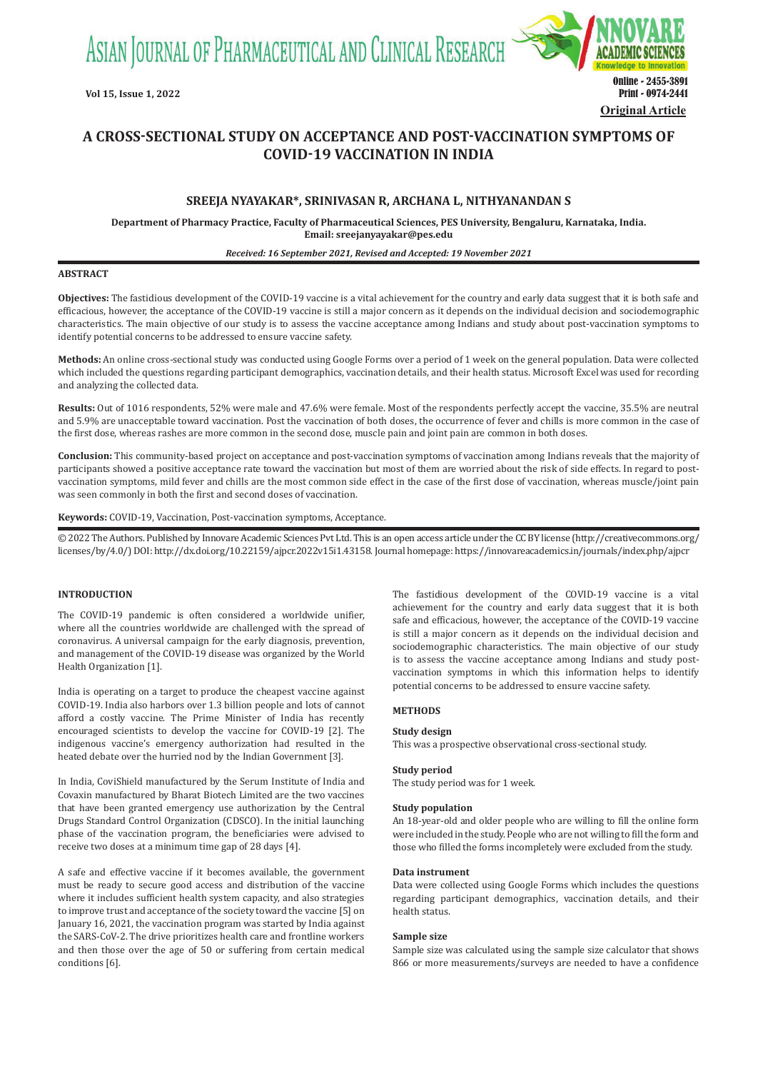# A CROSS-SECTIONAL STUDY ON ACCEPTANCE AND POST-VACCINATION SYMPTOMS OF COVID-19 VACCINATION IN INDIA

**SREEJA NYAYAKAR*, SRINIVASAN R, ARCHANA L, NITHYANANDAN S**

**Department of Pharmacy Practice, Faculty of Pharmaceutical Sciences, PES University, Bengaluru, Karnataka, India. Email: sreejanyayakar@pes.edu**

*Received: 16 September 2021, Revised and Accepted: 19 November 2021*

## ABSTRACT

**Objectives:** The fastidious development of the COVID-19 vaccine is a vital achievement for the country and early data suggest that it is both safe and efficacious, however, the acceptance of the COVID-19 vaccine is still a major concern as it depends on the individual decision and sociodemographic characteristics. The main objective of our study is to assess the vaccine acceptance among Indians and study about post-vaccination symptoms to identify potential concerns to be addressed to ensure vaccine safety.

**Methods:** An online cross-sectional study was conducted using Google Forms over a period of 1 week on the general population. Data were collected which included the questions regarding participant demographics, vaccination details, and their health status. Microsoft Excel was used for recording and analyzing the collected data.

**Results:** Out of 1016 respondents, 52% were male and 47.6% were female. Most of the respondents perfectly accept the vaccine, 35.5% are neutral and 5.9% are unacceptable toward vaccination. Post the vaccination of both doses, the occurrence of fever and chills is more common in the case of the first dose, whereas rashes are more common in the second dose, muscle pain and joint pain are common in both doses.

**Conclusion:** This community-based project on acceptance and post-vaccination symptoms of vaccination among Indians reveals that the majority of participants showed a positive acceptance rate toward the vaccination but most of them are worried about the risk of side effects. In regard to post-vaccination symptoms, mild fever and chills are the most common side effect in the case of the first dose of vaccination, whereas muscle/joint pain was seen commonly in both the first and second doses of vaccination.

**Keywords:** COVID-19, Vaccination, Post-vaccination symptoms, Acceptance.

© 2022 The Authors. Published by Innovare Academic Sciences Pvt Ltd. This is an open access article under the CC BY license (http://creativecommons.org/licenses/by/4.0/) DOI: http://dx.doi.org/10.22159/ajpcr.2022v15i1.43158. Journal homepage: https://innovareacademics.in/journals/index.php/ajpcr

## INTRODUCTION

The COVID-19 pandemic is often considered a worldwide unifier, where all the countries worldwide are challenged with the spread of coronavirus. A universal campaign for the early diagnosis, prevention, and management of the COVID-19 disease was organized by the World Health Organization [1].

India is operating on a target to produce the cheapest vaccine against COVID-19. India also harbors over 1.3 billion people and lots of cannot afford a costly vaccine. The Prime Minister of India has recently encouraged scientists to develop the vaccine for COVID-19 [2]. The indigenous vaccine's emergency authorization had resulted in the heated debate over the hurried nod by the Indian Government [3].

In India, CoviShield manufactured by the Serum Institute of India and Covaxin manufactured by Bharat Biotech Limited are the two vaccines that have been granted emergency use authorization by the Central Drugs Standard Control Organization (CDSCO). In the initial launching phase of the vaccination program, the beneficiaries were advised to receive two doses at a minimum time gap of 28 days [4].

A safe and effective vaccine if it becomes available, the government must be ready to secure good access and distribution of the vaccine where it includes sufficient health system capacity, and also strategies to improve trust and acceptance of the society toward the vaccine [5] on January 16, 2021, the vaccination program was started by India against the SARS-CoV-2. The drive prioritizes health care and frontline workers and then those over the age of 50 or suffering from certain medical conditions [6].

The fastidious development of the COVID-19 vaccine is a vital achievement for the country and early data suggest that it is both safe and efficacious, however, the acceptance of the COVID-19 vaccine is still a major concern as it depends on the individual decision and sociodemographic characteristics. The main objective of our study is to assess the vaccine acceptance among Indians and study post-vaccination symptoms in which this information helps to identify potential concerns to be addressed to ensure vaccine safety.

## METHODS

### Study design

This was a prospective observational cross-sectional study.

### Study period

The study period was for 1 week.

### Study population

An 18-year-old and older people who are willing to fill the online form were included in the study. People who are not willing to fill the form and those who filled the forms incompletely were excluded from the study.

### Data instrument

Data were collected using Google Forms which includes the questions regarding participant demographics, vaccination details, and their health status.

### Sample size

Sample size was calculated using the sample size calculator that shows 866 or more measurements/surveys are needed to have a confidence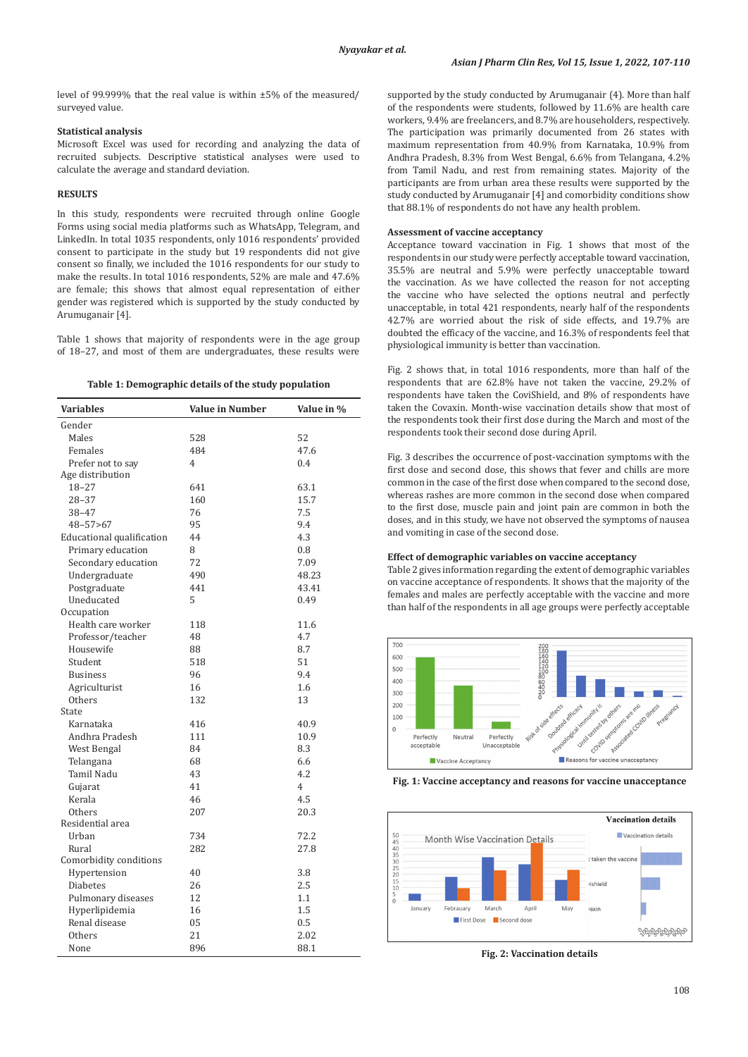level of 99.999% that the real value is within ±5% of the measured/surveyed value.

### Statistical analysis

Microsoft Excel was used for recording and analyzing the data of recruited subjects. Descriptive statistical analyses were used to calculate the average and standard deviation.

## RESULTS

In this study, respondents were recruited through online Google Forms using social media platforms such as WhatsApp, Telegram, and LinkedIn. In total 1035 respondents, only 1016 respondents' provided consent to participate in the study but 19 respondents did not give consent so finally, we included the 1016 respondents for our study to make the results. In total 1016 respondents, 52% are male and 47.6% are female; this shows that almost equal representation of either gender was registered which is supported by the study conducted by Arumuganair [4].

Table 1 shows that majority of respondents were in the age group of 18–27, and most of them are undergraduates, these results were supported by the study conducted by Arumuganair (4). More than half of the respondents were students, followed by 11.6% are health care workers, 9.4% are freelancers, and 8.7% are householders, respectively. The participation was primarily documented from 26 states with maximum representation from 40.9% from Karnataka, 10.9% from Andhra Pradesh, 8.3% from West Bengal, 6.6% from Telangana, 4.2% from Tamil Nadu, and rest from remaining states. Majority of the participants are from urban area these results were supported by the study conducted by Arumuganair [4] and comorbidity conditions show that 88.1% of respondents do not have any health problem.

**Table 1: Demographic details of the study population**

| Variables | Value in Number | Value in % |
|---|---|---|
| Gender | | |
| Males | 528 | 52 |
| Females | 484 | 47.6 |
| Prefer not to say | 4 | 0.4 |
| Age distribution | | |
| 18–27 | 641 | 63.1 |
| 28–37 | 160 | 15.7 |
| 38–47 | 76 | 7.5 |
| 48–57>67 | 95 | 9.4 |
| Educational qualification | 44 | 4.3 |
| Primary education | 8 | 0.8 |
| Secondary education | 72 | 7.09 |
| Undergraduate | 490 | 48.23 |
| Postgraduate | 441 | 43.41 |
| Uneducated | 5 | 0.49 |
| Occupation | | |
| Health care worker | 118 | 11.6 |
| Professor/teacher | 48 | 4.7 |
| Housewife | 88 | 8.7 |
| Student | 518 | 51 |
| Business | 96 | 9.4 |
| Agriculturist | 16 | 1.6 |
| Others | 132 | 13 |
| State | | |
| Karnataka | 416 | 40.9 |
| Andhra Pradesh | 111 | 10.9 |
| West Bengal | 84 | 8.3 |
| Telangana | 68 | 6.6 |
| Tamil Nadu | 43 | 4.2 |
| Gujarat | 41 | 4 |
| Kerala | 46 | 4.5 |
| Others | 207 | 20.3 |
| Residential area | | |
| Urban | 734 | 72.2 |
| Rural | 282 | 27.8 |
| Comorbidity conditions | | |
| Hypertension | 40 | 3.8 |
| Diabetes | 26 | 2.5 |
| Pulmonary diseases | 12 | 1.1 |
| Hyperlipidemia | 16 | 1.5 |
| Renal disease | 05 | 0.5 |
| Others | 21 | 2.02 |
| None | 896 | 88.1 |

### Assessment of vaccine acceptancy

Acceptance toward vaccination in Fig. 1 shows that most of the respondents in our study were perfectly acceptable toward vaccination, 35.5% are neutral and 5.9% were perfectly unacceptable toward the vaccination. As we have collected the reason for not accepting the vaccine who have selected the options neutral and perfectly unacceptable, in total 421 respondents, nearly half of the respondents 42.7% are worried about the risk of side effects, and 19.7% are doubted the efficacy of the vaccine, and 16.3% of respondents feel that physiological immunity is better than vaccination.

Fig. 2 shows that, in total 1016 respondents, more than half of the respondents that are 62.8% have not taken the vaccine, 29.2% of respondents have taken the CoviShield, and 8% of respondents have taken the Covaxin. Month-wise vaccination details show that most of the respondents took their first dose during the March and most of the respondents took their second dose during April.

Fig. 3 describes the occurrence of post-vaccination symptoms with the first dose and second dose, this shows that fever and chills are more common in the case of the first dose when compared to the second dose, whereas rashes are more common in the second dose when compared to the first dose, muscle pain and joint pain are common in both the doses, and in this study, we have not observed the symptoms of nausea and vomiting in case of the second dose.

### Effect of demographic variables on vaccine acceptancy

Table 2 gives information regarding the extent of demographic variables on vaccine acceptance of respondents. It shows that the majority of the females and males are perfectly acceptable with the vaccine and more than half of the respondents in all age groups were perfectly acceptable

**Fig. 1: Vaccine acceptancy and reasons for vaccine unacceptance**

**Fig. 2: Vaccination details**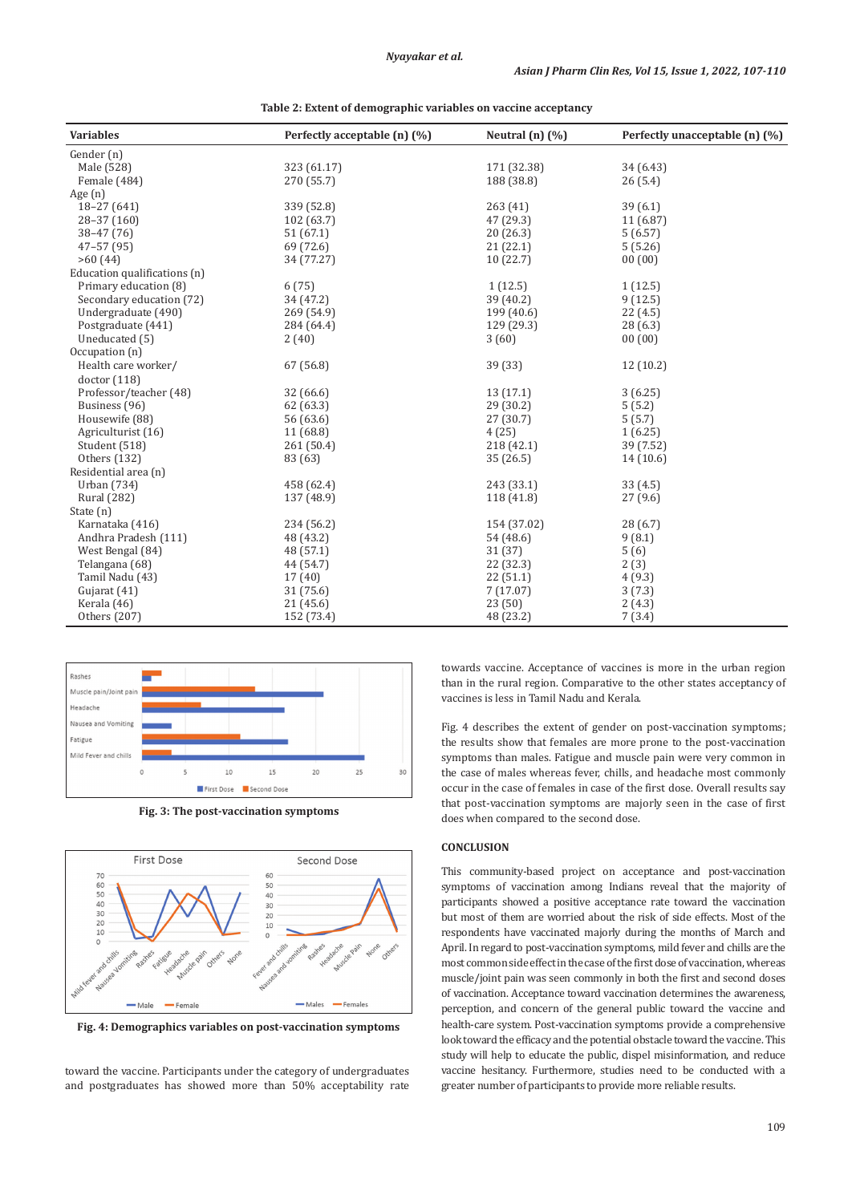**Table 2: Extent of demographic variables on vaccine acceptancy**

| Variables | Perfectly acceptable (n) (%) | Neutral (n) (%) | Perfectly unacceptable (n) (%) |
|---|---|---|---|
| Gender (n) | | | |
| Male (528) | 323 (61.17) | 171 (32.38) | 34 (6.43) |
| Female (484) | 270 (55.7) | 188 (38.8) | 26 (5.4) |
| Age (n) | | | |
| 18–27 (641) | 339 (52.8) | 263 (41) | 39 (6.1) |
| 28–37 (160) | 102 (63.7) | 47 (29.3) | 11 (6.87) |
| 38–47 (76) | 51 (67.1) | 20 (26.3) | 5 (6.57) |
| 47–57 (95) | 69 (72.6) | 21 (22.1) | 5 (5.26) |
| >60 (44) | 34 (77.27) | 10 (22.7) | 00 (00) |
| Education qualifications (n) | | | |
| Primary education (8) | 6 (75) | 1 (12.5) | 1 (12.5) |
| Secondary education (72) | 34 (47.2) | 39 (40.2) | 9 (12.5) |
| Undergraduate (490) | 269 (54.9) | 199 (40.6) | 22 (4.5) |
| Postgraduate (441) | 284 (64.4) | 129 (29.3) | 28 (6.3) |
| Uneducated (5) | 2 (40) | 3 (60) | 00 (00) |
| Occupation (n) | | | |
| Health care worker/ doctor (118) | 67 (56.8) | 39 (33) | 12 (10.2) |
| Professor/teacher (48) | 32 (66.6) | 13 (17.1) | 3 (6.25) |
| Business (96) | 62 (63.3) | 29 (30.2) | 5 (5.2) |
| Housewife (88) | 56 (63.6) | 27 (30.7) | 5 (5.7) |
| Agriculturist (16) | 11 (68.8) | 4 (25) | 1 (6.25) |
| Student (518) | 261 (50.4) | 218 (42.1) | 39 (7.52) |
| Others (132) | 83 (63) | 35 (26.5) | 14 (10.6) |
| Residential area (n) | | | |
| Urban (734) | 458 (62.4) | 243 (33.1) | 33 (4.5) |
| Rural (282) | 137 (48.9) | 118 (41.8) | 27 (9.6) |
| State (n) | | | |
| Karnataka (416) | 234 (56.2) | 154 (37.02) | 28 (6.7) |
| Andhra Pradesh (111) | 48 (43.2) | 54 (48.6) | 9 (8.1) |
| West Bengal (84) | 48 (57.1) | 31 (37) | 5 (6) |
| Telangana (68) | 44 (54.7) | 22 (32.3) | 2 (3) |
| Tamil Nadu (43) | 17 (40) | 22 (51.1) | 4 (9.3) |
| Gujarat (41) | 31 (75.6) | 7 (17.07) | 3 (7.3) |
| Kerala (46) | 21 (45.6) | 23 (50) | 2 (4.3) |
| Others (207) | 152 (73.4) | 48 (23.2) | 7 (3.4) |

Fig. 3: The post-vaccination symptoms

Fig. 4: Demographics variables on post-vaccination symptoms

toward the vaccine. Participants under the category of undergraduates and postgraduates has showed more than 50% acceptability rate towards vaccine. Acceptance of vaccines is more in the urban region than in the rural region. Comparative to the other states acceptancy of vaccines is less in Tamil Nadu and Kerala.

Fig. 4 describes the extent of gender on post-vaccination symptoms; the results show that females are more prone to the post-vaccination symptoms than males. Fatigue and muscle pain were very common in the case of males whereas fever, chills, and headache most commonly occur in the case of females in case of the first dose. Overall results say that post-vaccination symptoms are majorly seen in the case of first does when compared to the second dose.

## CONCLUSION

This community-based project on acceptance and post-vaccination symptoms of vaccination among Indians reveal that the majority of participants showed a positive acceptance rate toward the vaccination but most of them are worried about the risk of side effects. Most of the respondents have vaccinated majorly during the months of March and April. In regard to post-vaccination symptoms, mild fever and chills are the most common side effect in the case of the first dose of vaccination, whereas muscle/joint pain was seen commonly in both the first and second doses of vaccination. Acceptance toward vaccination determines the awareness, perception, and concern of the general public toward the vaccine and health-care system. Post-vaccination symptoms provide a comprehensive look toward the efficacy and the potential obstacle toward the vaccine. This study will help to educate the public, dispel misinformation, and reduce vaccine hesitancy. Furthermore, studies need to be conducted with a greater number of participants to provide more reliable results.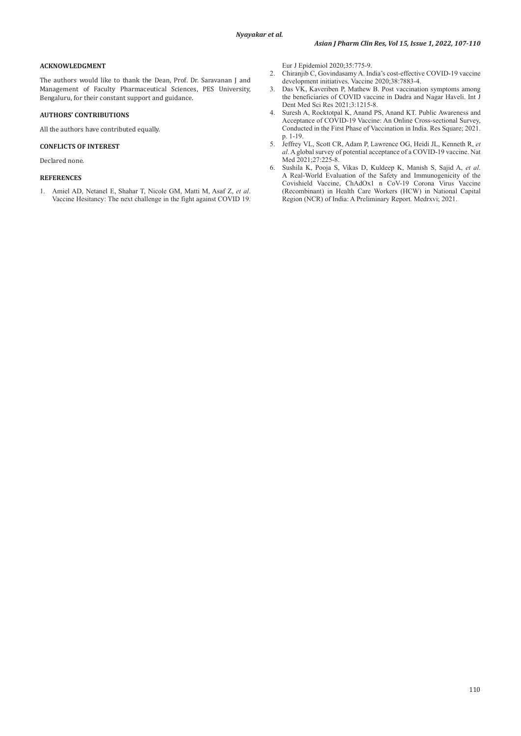## ACKNOWLEDGMENT

The authors would like to thank the Dean, Prof. Dr. Saravanan J and Management of Faculty Pharmaceutical Sciences, PES University, Bengaluru, for their constant support and guidance.

## AUTHORS' CONTRIBUTIONS

All the authors have contributed equally.

## CONFLICTS OF INTEREST

Declared none.

## REFERENCES

1. Amiel AD, Netanel E, Shahar T, Nicole GM, Matti M, Asaf Z, *et al*. Vaccine Hesitancy: The next challenge in the fight against COVID 19. Eur J Epidemiol 2020;35:775-9.
2. Chiranjib C, Govindasamy A. India's cost-effective COVID-19 vaccine development initiatives. Vaccine 2020;38:7883-4.
3. Das VK, Kaveriben P, Mathew B. Post vaccination symptoms among the beneficiaries of COVID vaccine in Dadra and Nagar Haveli. Int J Dent Med Sci Res 2021;3:1215-8.
4. Suresh A, Rocktotpal K, Anand PS, Anand KT. Public Awareness and Acceptance of COVID-19 Vaccine: An Online Cross-sectional Survey, Conducted in the First Phase of Vaccination in India. Res Square; 2021. p. 1-19.
5. Jeffrey VL, Scott CR, Adam P, Lawrence OG, Heidi JL, Kenneth R, *et al*. A global survey of potential acceptance of a COVID-19 vaccine. Nat Med 2021;27:225-8.
6. Sushila K, Pooja S, Vikas D, Kuldeep K, Manish S, Sajid A, *et al*. A Real-World Evaluation of the Safety and Immunogenicity of the Covishield Vaccine, ChAdOx1 n CoV-19 Corona Virus Vaccine (Recombinant) in Health Care Workers (HCW) in National Capital Region (NCR) of India: A Preliminary Report. Medrxvi; 2021.